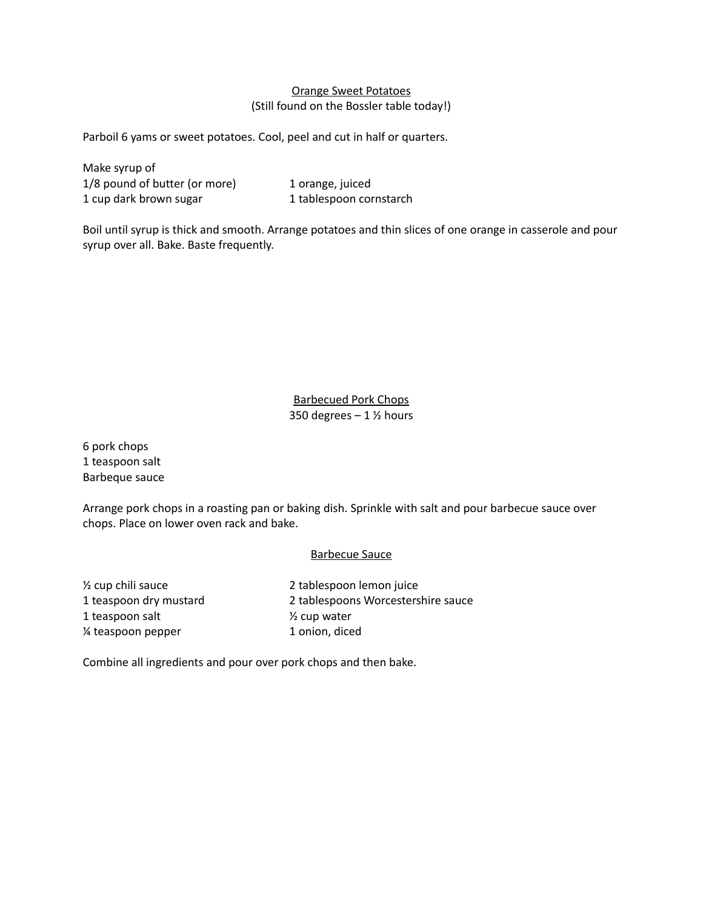## Orange Sweet Potatoes

(Still found on the Bossler table today!)

Parboil 6 yams or sweet potatoes. Cool, peel and cut in half or quarters.

Make syrup of

- 1/8 pound of butter (or more)
- 1 cup dark brown sugar
- 1 orange, juiced
- 1 tablespoon cornstarch

Boil until syrup is thick and smooth. Arrange potatoes and thin slices of one orange in casserole and pour syrup over all. Bake. Baste frequently.

## Barbecued Pork Chops

350 degrees – 1 ½ hours

- 6 pork chops
- 1 teaspoon salt
- Barbeque sauce

Arrange pork chops in a roasting pan or baking dish. Sprinkle with salt and pour barbecue sauce over chops. Place on lower oven rack and bake.

### Barbecue Sauce

- ½ cup chili sauce
- 1 teaspoon dry mustard
- 1 teaspoon salt
- ¼ teaspoon pepper
- 2 tablespoon lemon juice
- 2 tablespoons Worcestershire sauce
- ½ cup water
- 1 onion, diced

Combine all ingredients and pour over pork chops and then bake.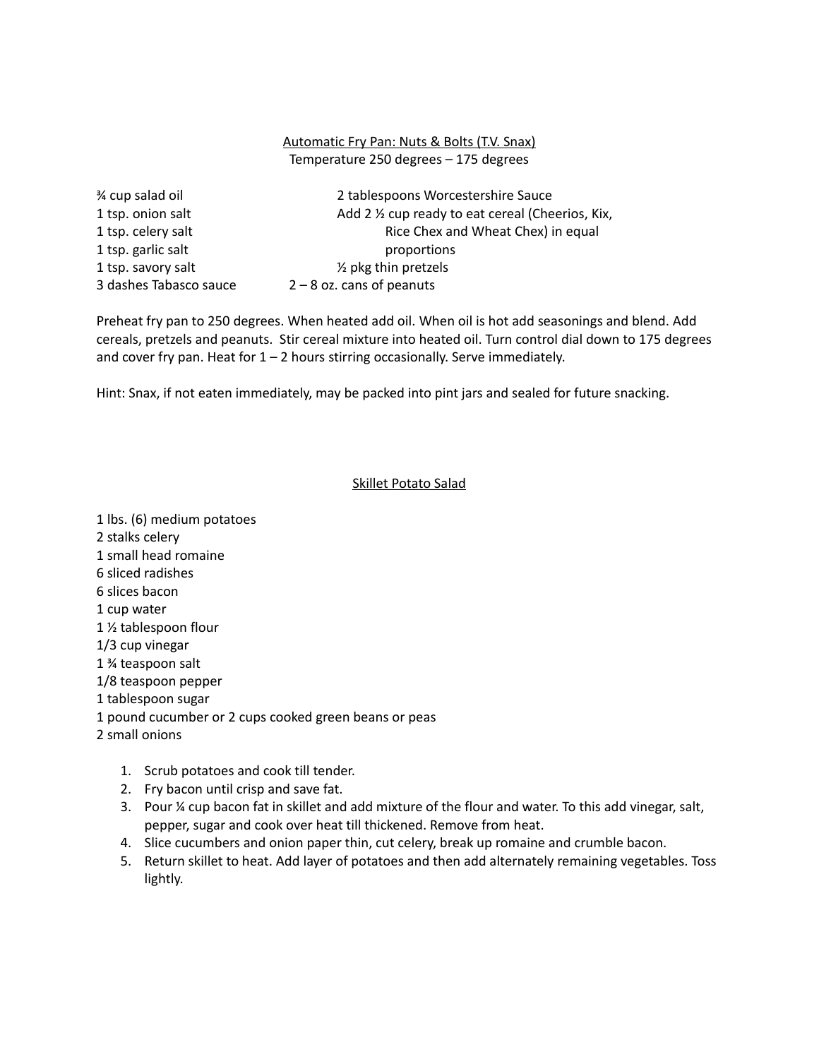## Automatic Fry Pan: Nuts & Bolts (T.V. Snax)

Temperature 250 degrees – 175 degrees

- ¾ cup salad oil
- 1 tsp. onion salt
- 1 tsp. celery salt
- 1 tsp. garlic salt
- 1 tsp. savory salt
- 3 dashes Tabasco sauce
- 2 tablespoons Worcestershire Sauce
- Add 2 ½ cup ready to eat cereal (Cheerios, Kix, Rice Chex and Wheat Chex) in equal proportions
- ½ pkg thin pretzels
- 2 – 8 oz. cans of peanuts

Preheat fry pan to 250 degrees. When heated add oil. When oil is hot add seasonings and blend. Add cereals, pretzels and peanuts. Stir cereal mixture into heated oil. Turn control dial down to 175 degrees and cover fry pan. Heat for 1 – 2 hours stirring occasionally. Serve immediately.

Hint: Snax, if not eaten immediately, may be packed into pint jars and sealed for future snacking.

## Skillet Potato Salad

- 1 lbs. (6) medium potatoes
- 2 stalks celery
- 1 small head romaine
- 6 sliced radishes
- 6 slices bacon
- 1 cup water
- 1 ½ tablespoon flour
- 1/3 cup vinegar
- 1 ¾ teaspoon salt
- 1/8 teaspoon pepper
- 1 tablespoon sugar
- 1 pound cucumber or 2 cups cooked green beans or peas
- 2 small onions

1. Scrub potatoes and cook till tender.
2. Fry bacon until crisp and save fat.
3. Pour ¼ cup bacon fat in skillet and add mixture of the flour and water. To this add vinegar, salt, pepper, sugar and cook over heat till thickened. Remove from heat.
4. Slice cucumbers and onion paper thin, cut celery, break up romaine and crumble bacon.
5. Return skillet to heat. Add layer of potatoes and then add alternately remaining vegetables. Toss lightly.